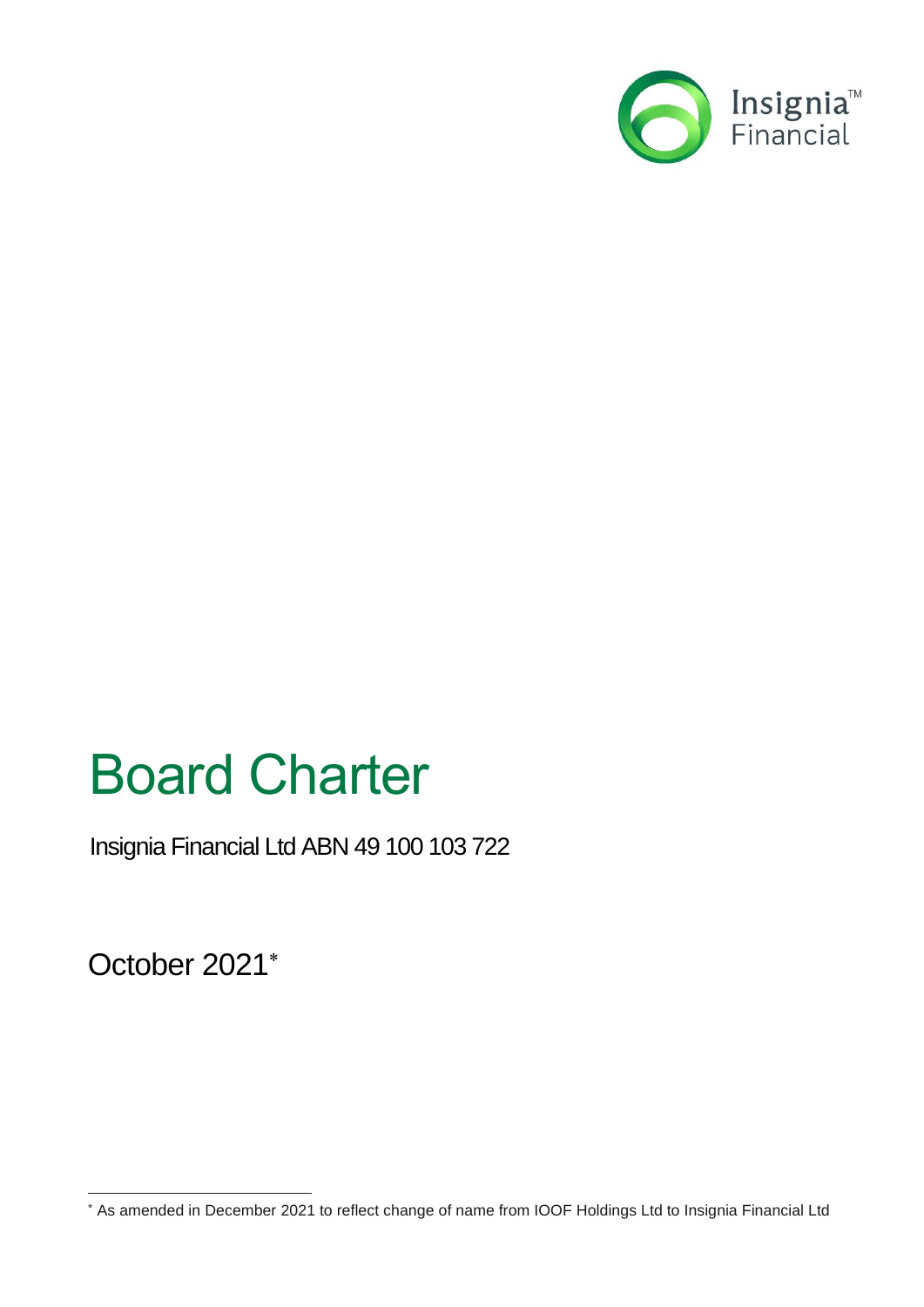Insignia™ Financial

# Board Charter

Insignia Financial Ltd ABN 49 100 103 722

October 2021*

---

* As amended in December 2021 to reflect change of name from IOOF Holdings Ltd to Insignia Financial Ltd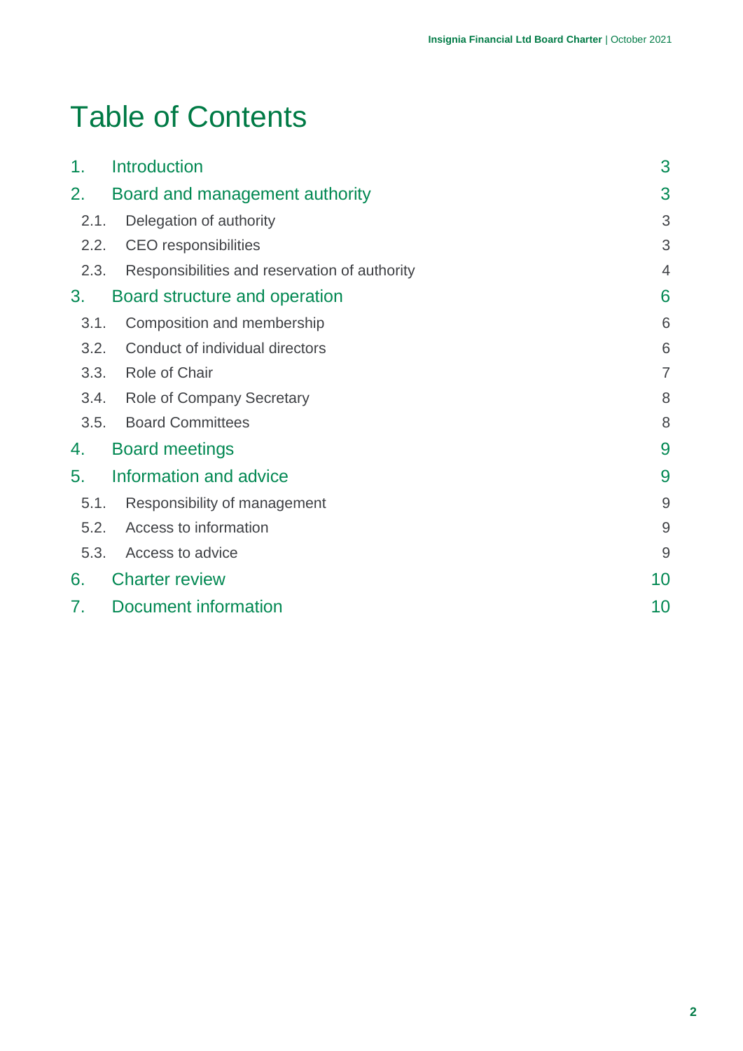# Table of Contents

| | | |
|---|---|---|
| 1. | Introduction | 3 |
| 2. | Board and management authority | 3 |
| 2.1. | Delegation of authority | 3 |
| 2.2. | CEO responsibilities | 3 |
| 2.3. | Responsibilities and reservation of authority | 4 |
| 3. | Board structure and operation | 6 |
| 3.1. | Composition and membership | 6 |
| 3.2. | Conduct of individual directors | 6 |
| 3.3. | Role of Chair | 7 |
| 3.4. | Role of Company Secretary | 8 |
| 3.5. | Board Committees | 8 |
| 4. | Board meetings | 9 |
| 5. | Information and advice | 9 |
| 5.1. | Responsibility of management | 9 |
| 5.2. | Access to information | 9 |
| 5.3. | Access to advice | 9 |
| 6. | Charter review | 10 |
| 7. | Document information | 10 |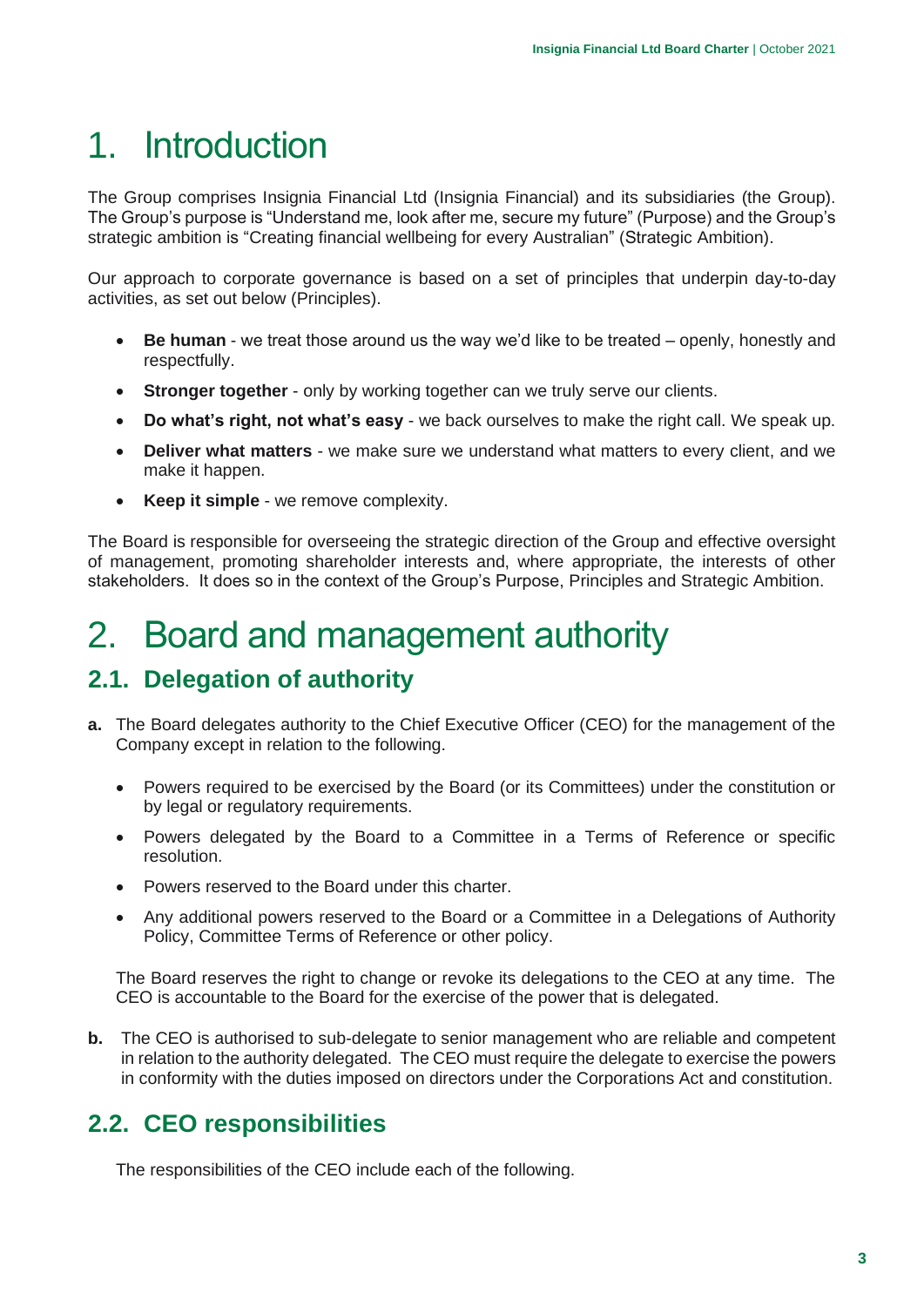# 1. Introduction

The Group comprises Insignia Financial Ltd (Insignia Financial) and its subsidiaries (the Group). The Group's purpose is "Understand me, look after me, secure my future" (Purpose) and the Group's strategic ambition is "Creating financial wellbeing for every Australian" (Strategic Ambition).

Our approach to corporate governance is based on a set of principles that underpin day-to-day activities, as set out below (Principles).

- **Be human** - we treat those around us the way we'd like to be treated – openly, honestly and respectfully.
- **Stronger together** - only by working together can we truly serve our clients.
- **Do what's right, not what's easy** - we back ourselves to make the right call. We speak up.
- **Deliver what matters** - we make sure we understand what matters to every client, and we make it happen.
- **Keep it simple** - we remove complexity.

The Board is responsible for overseeing the strategic direction of the Group and effective oversight of management, promoting shareholder interests and, where appropriate, the interests of other stakeholders. It does so in the context of the Group's Purpose, Principles and Strategic Ambition.

# 2. Board and management authority

## 2.1. Delegation of authority

**a.** The Board delegates authority to the Chief Executive Officer (CEO) for the management of the Company except in relation to the following.

- Powers required to be exercised by the Board (or its Committees) under the constitution or by legal or regulatory requirements.
- Powers delegated by the Board to a Committee in a Terms of Reference or specific resolution.
- Powers reserved to the Board under this charter.
- Any additional powers reserved to the Board or a Committee in a Delegations of Authority Policy, Committee Terms of Reference or other policy.

The Board reserves the right to change or revoke its delegations to the CEO at any time. The CEO is accountable to the Board for the exercise of the power that is delegated.

**b.** The CEO is authorised to sub-delegate to senior management who are reliable and competent in relation to the authority delegated. The CEO must require the delegate to exercise the powers in conformity with the duties imposed on directors under the Corporations Act and constitution.

## 2.2. CEO responsibilities

The responsibilities of the CEO include each of the following.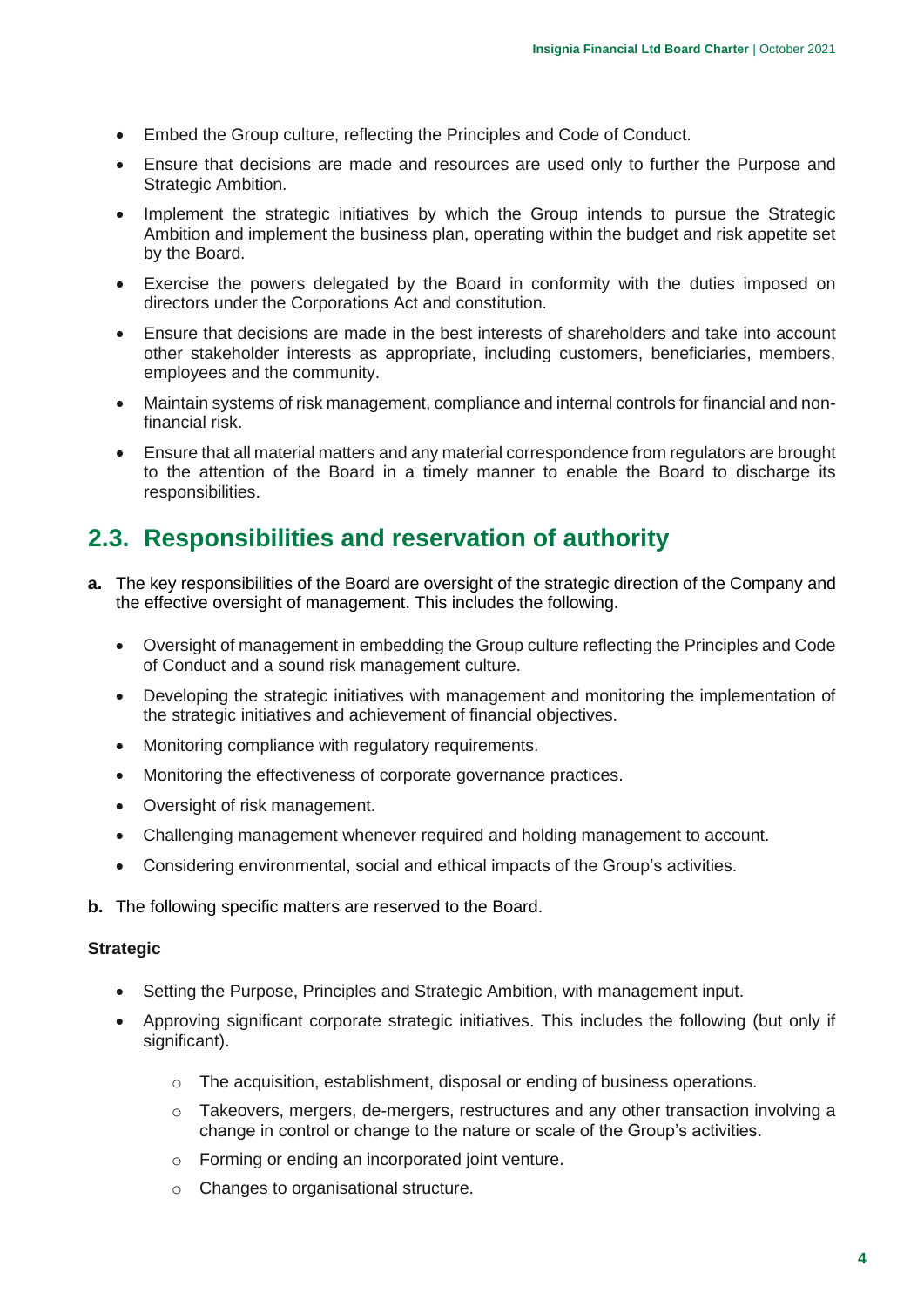- Embed the Group culture, reflecting the Principles and Code of Conduct.
- Ensure that decisions are made and resources are used only to further the Purpose and Strategic Ambition.
- Implement the strategic initiatives by which the Group intends to pursue the Strategic Ambition and implement the business plan, operating within the budget and risk appetite set by the Board.
- Exercise the powers delegated by the Board in conformity with the duties imposed on directors under the Corporations Act and constitution.
- Ensure that decisions are made in the best interests of shareholders and take into account other stakeholder interests as appropriate, including customers, beneficiaries, members, employees and the community.
- Maintain systems of risk management, compliance and internal controls for financial and non-financial risk.
- Ensure that all material matters and any material correspondence from regulators are brought to the attention of the Board in a timely manner to enable the Board to discharge its responsibilities.

## 2.3. Responsibilities and reservation of authority

**a.** The key responsibilities of the Board are oversight of the strategic direction of the Company and the effective oversight of management. This includes the following.

- Oversight of management in embedding the Group culture reflecting the Principles and Code of Conduct and a sound risk management culture.
- Developing the strategic initiatives with management and monitoring the implementation of the strategic initiatives and achievement of financial objectives.
- Monitoring compliance with regulatory requirements.
- Monitoring the effectiveness of corporate governance practices.
- Oversight of risk management.
- Challenging management whenever required and holding management to account.
- Considering environmental, social and ethical impacts of the Group's activities.

**b.** The following specific matters are reserved to the Board.

**Strategic**

- Setting the Purpose, Principles and Strategic Ambition, with management input.
- Approving significant corporate strategic initiatives. This includes the following (but only if significant).
  - The acquisition, establishment, disposal or ending of business operations.
  - Takeovers, mergers, de-mergers, restructures and any other transaction involving a change in control or change to the nature or scale of the Group's activities.
  - Forming or ending an incorporated joint venture.
  - Changes to organisational structure.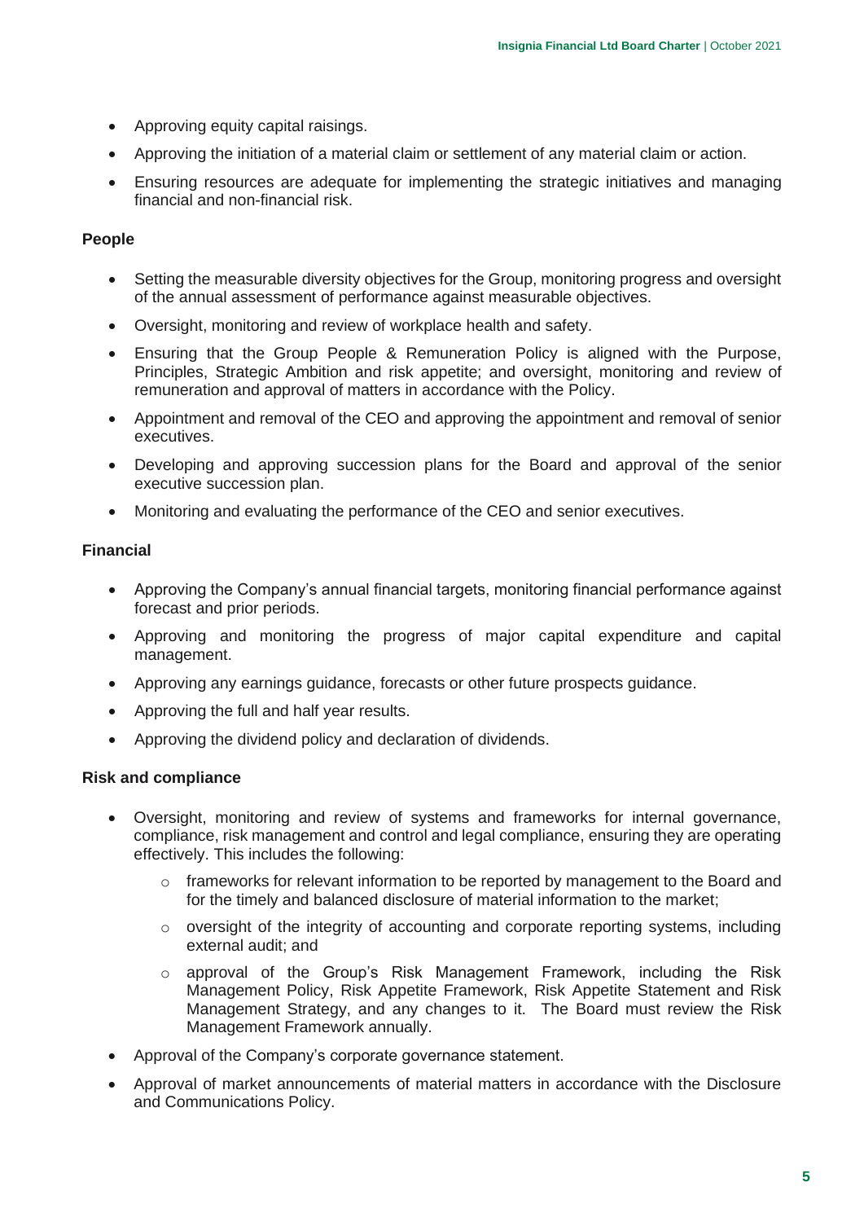- Approving equity capital raisings.
- Approving the initiation of a material claim or settlement of any material claim or action.
- Ensuring resources are adequate for implementing the strategic initiatives and managing financial and non-financial risk.

**People**

- Setting the measurable diversity objectives for the Group, monitoring progress and oversight of the annual assessment of performance against measurable objectives.
- Oversight, monitoring and review of workplace health and safety.
- Ensuring that the Group People & Remuneration Policy is aligned with the Purpose, Principles, Strategic Ambition and risk appetite; and oversight, monitoring and review of remuneration and approval of matters in accordance with the Policy.
- Appointment and removal of the CEO and approving the appointment and removal of senior executives.
- Developing and approving succession plans for the Board and approval of the senior executive succession plan.
- Monitoring and evaluating the performance of the CEO and senior executives.

**Financial**

- Approving the Company's annual financial targets, monitoring financial performance against forecast and prior periods.
- Approving and monitoring the progress of major capital expenditure and capital management.
- Approving any earnings guidance, forecasts or other future prospects guidance.
- Approving the full and half year results.
- Approving the dividend policy and declaration of dividends.

**Risk and compliance**

- Oversight, monitoring and review of systems and frameworks for internal governance, compliance, risk management and control and legal compliance, ensuring they are operating effectively. This includes the following:
  - frameworks for relevant information to be reported by management to the Board and for the timely and balanced disclosure of material information to the market;
  - oversight of the integrity of accounting and corporate reporting systems, including external audit; and
  - approval of the Group's Risk Management Framework, including the Risk Management Policy, Risk Appetite Framework, Risk Appetite Statement and Risk Management Strategy, and any changes to it. The Board must review the Risk Management Framework annually.
- Approval of the Company's corporate governance statement.
- Approval of market announcements of material matters in accordance with the Disclosure and Communications Policy.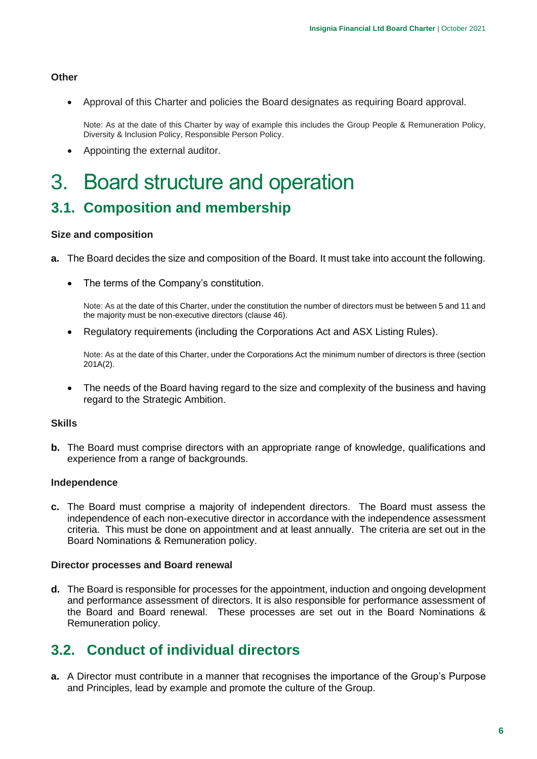**Other**

- Approval of this Charter and policies the Board designates as requiring Board approval.

  Note: As at the date of this Charter by way of example this includes the Group People & Remuneration Policy, Diversity & Inclusion Policy, Responsible Person Policy.

- Appointing the external auditor.

# 3. Board structure and operation

## 3.1. Composition and membership

**Size and composition**

**a.** The Board decides the size and composition of the Board. It must take into account the following.

- The terms of the Company's constitution.

  Note: As at the date of this Charter, under the constitution the number of directors must be between 5 and 11 and the majority must be non-executive directors (clause 46).

- Regulatory requirements (including the Corporations Act and ASX Listing Rules).

  Note: As at the date of this Charter, under the Corporations Act the minimum number of directors is three (section 201A(2).

- The needs of the Board having regard to the size and complexity of the business and having regard to the Strategic Ambition.

**Skills**

**b.** The Board must comprise directors with an appropriate range of knowledge, qualifications and experience from a range of backgrounds.

**Independence**

**c.** The Board must comprise a majority of independent directors. The Board must assess the independence of each non-executive director in accordance with the independence assessment criteria. This must be done on appointment and at least annually. The criteria are set out in the Board Nominations & Remuneration policy.

**Director processes and Board renewal**

**d.** The Board is responsible for processes for the appointment, induction and ongoing development and performance assessment of directors. It is also responsible for performance assessment of the Board and Board renewal. These processes are set out in the Board Nominations & Remuneration policy.

## 3.2. Conduct of individual directors

**a.** A Director must contribute in a manner that recognises the importance of the Group's Purpose and Principles, lead by example and promote the culture of the Group.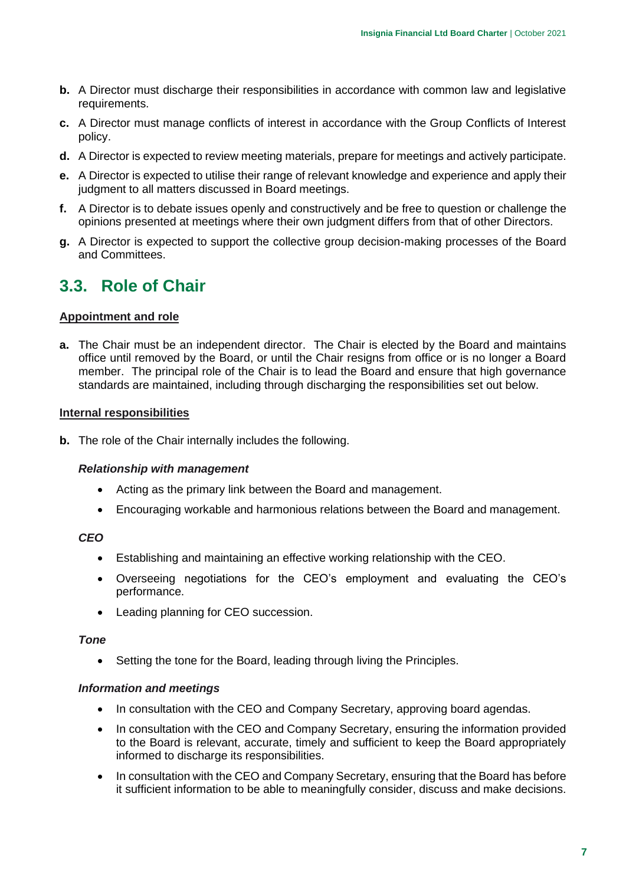**b.** A Director must discharge their responsibilities in accordance with common law and legislative requirements.

**c.** A Director must manage conflicts of interest in accordance with the Group Conflicts of Interest policy.

**d.** A Director is expected to review meeting materials, prepare for meetings and actively participate.

**e.** A Director is expected to utilise their range of relevant knowledge and experience and apply their judgment to all matters discussed in Board meetings.

**f.** A Director is to debate issues openly and constructively and be free to question or challenge the opinions presented at meetings where their own judgment differs from that of other Directors.

**g.** A Director is expected to support the collective group decision-making processes of the Board and Committees.

## 3.3. Role of Chair

**Appointment and role**

**a.** The Chair must be an independent director. The Chair is elected by the Board and maintains office until removed by the Board, or until the Chair resigns from office or is no longer a Board member. The principal role of the Chair is to lead the Board and ensure that high governance standards are maintained, including through discharging the responsibilities set out below.

**Internal responsibilities**

**b.** The role of the Chair internally includes the following.

***Relationship with management***

- Acting as the primary link between the Board and management.
- Encouraging workable and harmonious relations between the Board and management.

***CEO***

- Establishing and maintaining an effective working relationship with the CEO.
- Overseeing negotiations for the CEO's employment and evaluating the CEO's performance.
- Leading planning for CEO succession.

***Tone***

- Setting the tone for the Board, leading through living the Principles.

***Information and meetings***

- In consultation with the CEO and Company Secretary, approving board agendas.
- In consultation with the CEO and Company Secretary, ensuring the information provided to the Board is relevant, accurate, timely and sufficient to keep the Board appropriately informed to discharge its responsibilities.
- In consultation with the CEO and Company Secretary, ensuring that the Board has before it sufficient information to be able to meaningfully consider, discuss and make decisions.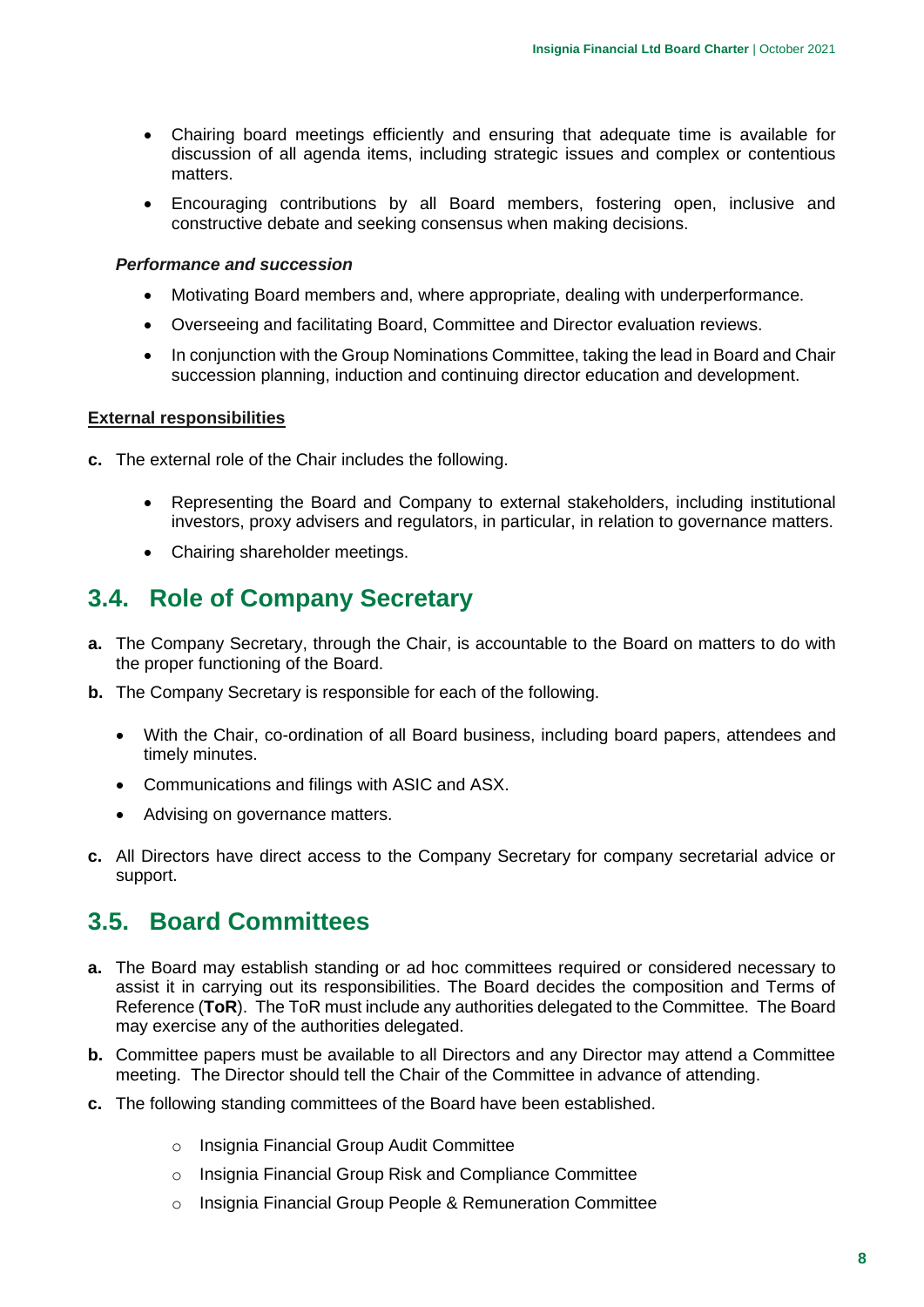- Chairing board meetings efficiently and ensuring that adequate time is available for discussion of all agenda items, including strategic issues and complex or contentious matters.
- Encouraging contributions by all Board members, fostering open, inclusive and constructive debate and seeking consensus when making decisions.

***Performance and succession***

- Motivating Board members and, where appropriate, dealing with underperformance.
- Overseeing and facilitating Board, Committee and Director evaluation reviews.
- In conjunction with the Group Nominations Committee, taking the lead in Board and Chair succession planning, induction and continuing director education and development.

**External responsibilities**

**c.** The external role of the Chair includes the following.

- Representing the Board and Company to external stakeholders, including institutional investors, proxy advisers and regulators, in particular, in relation to governance matters.
- Chairing shareholder meetings.

## 3.4. Role of Company Secretary

**a.** The Company Secretary, through the Chair, is accountable to the Board on matters to do with the proper functioning of the Board.

**b.** The Company Secretary is responsible for each of the following.

- With the Chair, co-ordination of all Board business, including board papers, attendees and timely minutes.
- Communications and filings with ASIC and ASX.
- Advising on governance matters.

**c.** All Directors have direct access to the Company Secretary for company secretarial advice or support.

## 3.5. Board Committees

**a.** The Board may establish standing or ad hoc committees required or considered necessary to assist it in carrying out its responsibilities. The Board decides the composition and Terms of Reference (**ToR**). The ToR must include any authorities delegated to the Committee. The Board may exercise any of the authorities delegated.

**b.** Committee papers must be available to all Directors and any Director may attend a Committee meeting. The Director should tell the Chair of the Committee in advance of attending.

**c.** The following standing committees of the Board have been established.

- Insignia Financial Group Audit Committee
- Insignia Financial Group Risk and Compliance Committee
- Insignia Financial Group People & Remuneration Committee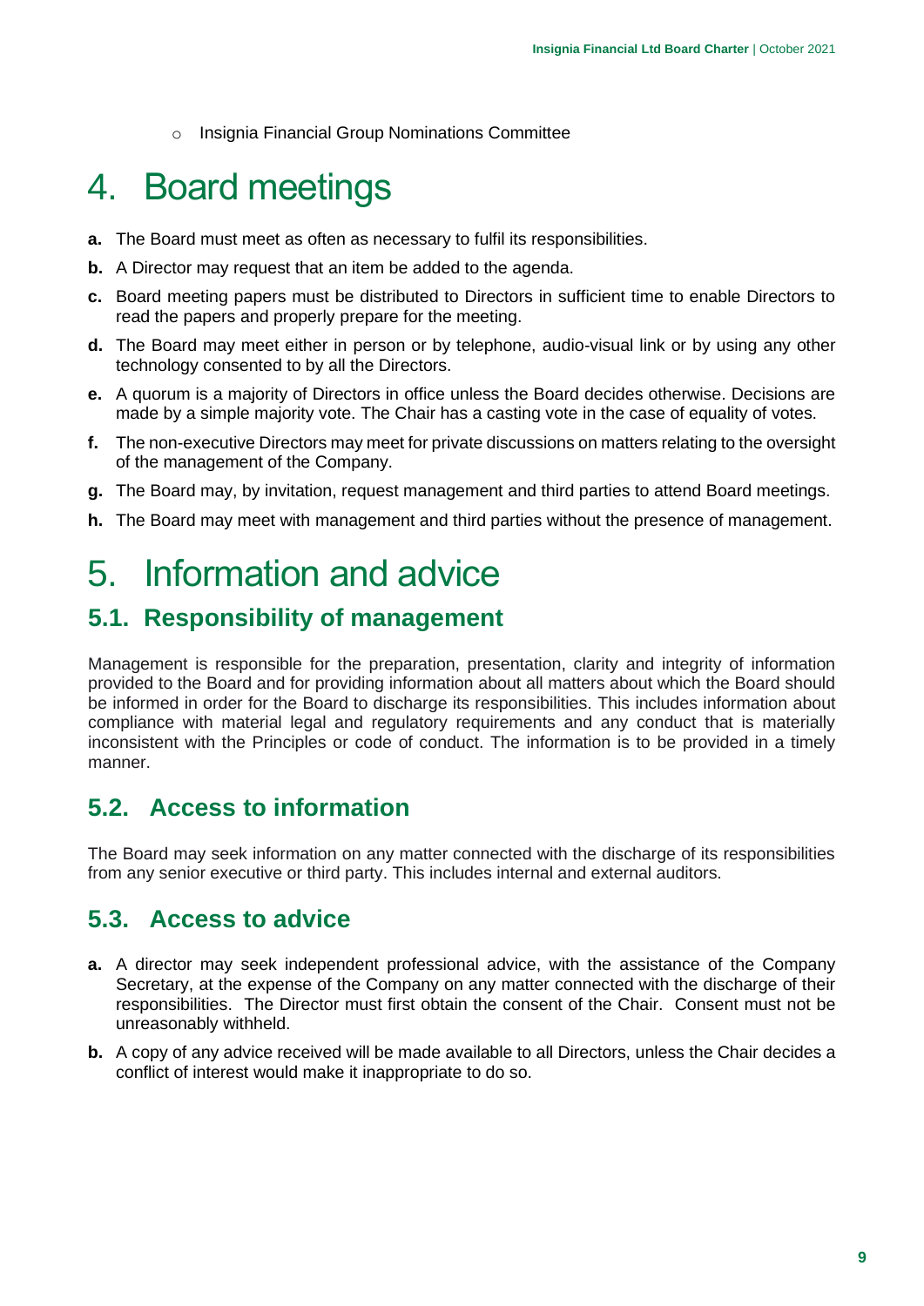- Insignia Financial Group Nominations Committee

# 4. Board meetings

**a.** The Board must meet as often as necessary to fulfil its responsibilities.

**b.** A Director may request that an item be added to the agenda.

**c.** Board meeting papers must be distributed to Directors in sufficient time to enable Directors to read the papers and properly prepare for the meeting.

**d.** The Board may meet either in person or by telephone, audio-visual link or by using any other technology consented to by all the Directors.

**e.** A quorum is a majority of Directors in office unless the Board decides otherwise. Decisions are made by a simple majority vote. The Chair has a casting vote in the case of equality of votes.

**f.** The non-executive Directors may meet for private discussions on matters relating to the oversight of the management of the Company.

**g.** The Board may, by invitation, request management and third parties to attend Board meetings.

**h.** The Board may meet with management and third parties without the presence of management.

# 5. Information and advice

## 5.1. Responsibility of management

Management is responsible for the preparation, presentation, clarity and integrity of information provided to the Board and for providing information about all matters about which the Board should be informed in order for the Board to discharge its responsibilities. This includes information about compliance with material legal and regulatory requirements and any conduct that is materially inconsistent with the Principles or code of conduct. The information is to be provided in a timely manner.

## 5.2. Access to information

The Board may seek information on any matter connected with the discharge of its responsibilities from any senior executive or third party. This includes internal and external auditors.

## 5.3. Access to advice

**a.** A director may seek independent professional advice, with the assistance of the Company Secretary, at the expense of the Company on any matter connected with the discharge of their responsibilities. The Director must first obtain the consent of the Chair. Consent must not be unreasonably withheld.

**b.** A copy of any advice received will be made available to all Directors, unless the Chair decides a conflict of interest would make it inappropriate to do so.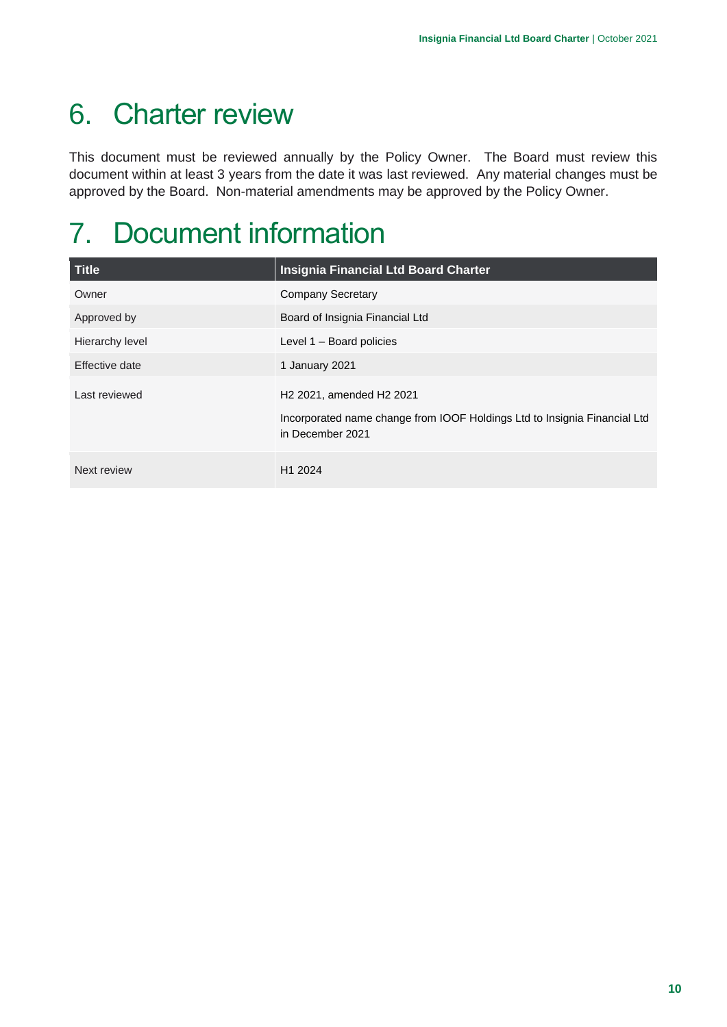# 6. Charter review

This document must be reviewed annually by the Policy Owner. The Board must review this document within at least 3 years from the date it was last reviewed. Any material changes must be approved by the Board. Non-material amendments may be approved by the Policy Owner.

# 7. Document information

| Title | Insignia Financial Ltd Board Charter |
|---|---|
| Owner | Company Secretary |
| Approved by | Board of Insignia Financial Ltd |
| Hierarchy level | Level 1 – Board policies |
| Effective date | 1 January 2021 |
| Last reviewed | H2 2021, amended H2 2021<br><br>Incorporated name change from IOOF Holdings Ltd to Insignia Financial Ltd in December 2021 |
| Next review | H1 2024 |